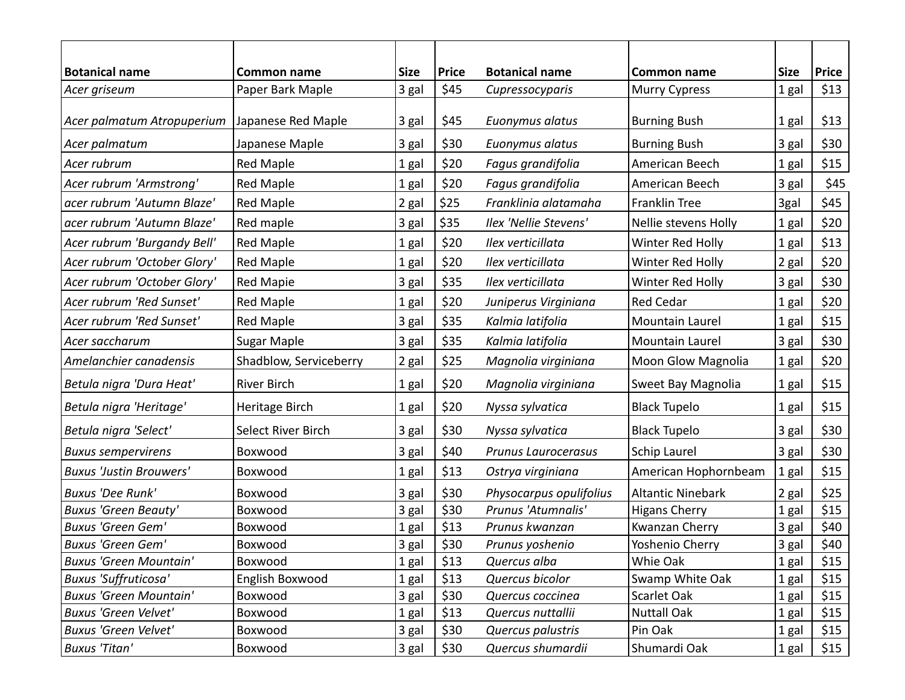| Botanical name | Common name | Size | Price | Botanical name | Common name | Size | Price |
|---|---|---|---|---|---|---|---|
| *Acer griseum* | Paper Bark Maple | 3 gal | $45 | *Cupressocyparis* | Murry Cypress | 1 gal | $13 |
| *Acer palmatum Atropuperium* | Japanese Red Maple | 3 gal | $45 | *Euonymus alatus* | Burning Bush | 1 gal | $13 |
| *Acer palmatum* | Japanese Maple | 3 gal | $30 | *Euonymus alatus* | Burning Bush | 3 gal | $30 |
| *Acer rubrum* | Red Maple | 1 gal | $20 | *Fagus grandifolia* | American Beech | 1 gal | $15 |
| *Acer rubrum 'Armstrong'* | Red Maple | 1 gal | $20 | *Fagus grandifolia* | American Beech | 3 gal | $45 |
| *acer rubrum 'Autumn Blaze'* | Red Maple | 2 gal | $25 | *Franklinia alatamaha* | Franklin Tree | 3gal | $45 |
| *acer rubrum 'Autumn Blaze'* | Red maple | 3 gal | $35 | *Ilex 'Nellie Stevens'* | Nellie stevens Holly | 1 gal | $20 |
| *Acer rubrum 'Burgandy Bell'* | Red Maple | 1 gal | $20 | *Ilex verticillata* | Winter Red Holly | 1 gal | $13 |
| *Acer rubrum 'October Glory'* | Red Maple | 1 gal | $20 | *Ilex verticillata* | Winter Red Holly | 2 gal | $20 |
| *Acer rubrum 'October Glory'* | Red Mapie | 3 gal | $35 | *Ilex verticillata* | Winter Red Holly | 3 gal | $30 |
| *Acer rubrum 'Red Sunset'* | Red Maple | 1 gal | $20 | *Juniperus Virginiana* | Red Cedar | 1 gal | $20 |
| *Acer rubrum 'Red Sunset'* | Red Maple | 3 gal | $35 | *Kalmia latifolia* | Mountain Laurel | 1 gal | $15 |
| *Acer saccharum* | Sugar Maple | 3 gal | $35 | *Kalmia latifolia* | Mountain Laurel | 3 gal | $30 |
| *Amelanchier canadensis* | Shadblow, Serviceberry | 2 gal | $25 | *Magnolia virginiana* | Moon Glow Magnolia | 1 gal | $20 |
| *Betula nigra 'Dura Heat'* | River Birch | 1 gal | $20 | *Magnolia virginiana* | Sweet Bay Magnolia | 1 gal | $15 |
| *Betula nigra 'Heritage'* | Heritage Birch | 1 gal | $20 | *Nyssa sylvatica* | Black Tupelo | 1 gal | $15 |
| *Betula nigra 'Select'* | Select River Birch | 3 gal | $30 | *Nyssa sylvatica* | Black Tupelo | 3 gal | $30 |
| *Buxus sempervirens* | Boxwood | 3 gal | $40 | *Prunus Laurocerasus* | Schip Laurel | 3 gal | $30 |
| *Buxus 'Justin Brouwers'* | Boxwood | 1 gal | $13 | *Ostrya virginiana* | American Hophornbeam | 1 gal | $15 |
| *Buxus 'Dee Runk'* | Boxwood | 3 gal | $30 | *Physocarpus opulifolius* | Altantic Ninebark | 2 gal | $25 |
| *Buxus 'Green Beauty'* | Boxwood | 3 gal | $30 | *Prunus 'Atumnalis'* | Higans Cherry | 1 gal | $15 |
| *Buxus 'Green Gem'* | Boxwood | 1 gal | $13 | *Prunus kwanzan* | Kwanzan Cherry | 3 gal | $40 |
| *Buxus 'Green Gem'* | Boxwood | 3 gal | $30 | *Prunus yoshenio* | Yoshenio Cherry | 3 gal | $40 |
| *Buxus 'Green Mountain'* | Boxwood | 1 gal | $13 | *Quercus alba* | Whie Oak | 1 gal | $15 |
| *Buxus 'Suffruticosa'* | English Boxwood | 1 gal | $13 | *Quercus bicolor* | Swamp White Oak | 1 gal | $15 |
| *Buxus 'Green Mountain'* | Boxwood | 3 gal | $30 | *Quercus coccinea* | Scarlet Oak | 1 gal | $15 |
| *Buxus 'Green Velvet'* | Boxwood | 1 gal | $13 | *Quercus nuttallii* | Nuttall Oak | 1 gal | $15 |
| *Buxus 'Green Velvet'* | Boxwood | 3 gal | $30 | *Quercus palustris* | Pin Oak | 1 gal | $15 |
| *Buxus 'Titan'* | Boxwood | 3 gal | $30 | *Quercus shumardii* | Shumardi Oak | 1 gal | $15 |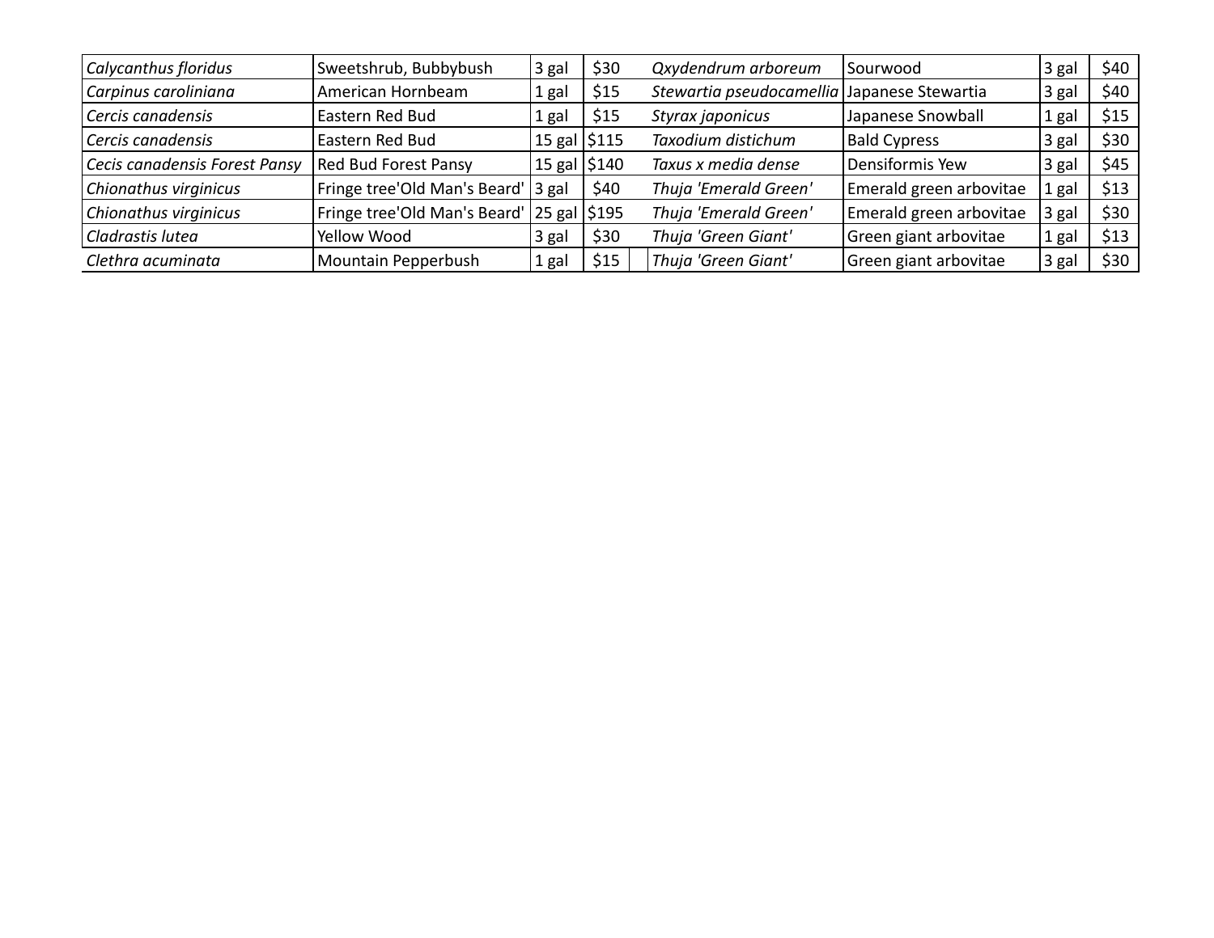| *Calycanthus floridus* | Sweetshrub, Bubbybush | 3 gal | $30 | *Qxydendrum arboreum* | Sourwood | 3 gal | $40 |
|---|---|---|---|---|---|---|---|
| *Carpinus caroliniana* | American Hornbeam | 1 gal | $15 | *Stewartia pseudocamellia* | Japanese Stewartia | 3 gal | $40 |
| *Cercis canadensis* | Eastern Red Bud | 1 gal | $15 | *Styrax japonicus* | Japanese Snowball | 1 gal | $15 |
| *Cercis canadensis* | Eastern Red Bud | 15 gal | $115 | *Taxodium distichum* | Bald Cypress | 3 gal | $30 |
| *Cecis canadensis Forest Pansy* | Red Bud Forest Pansy | 15 gal | $140 | *Taxus x media dense* | Densiformis Yew | 3 gal | $45 |
| *Chionathus virginicus* | Fringe tree'Old Man's Beard' | 3 gal | $40 | *Thuja 'Emerald Green'* | Emerald green arbovitae | 1 gal | $13 |
| *Chionathus virginicus* | Fringe tree'Old Man's Beard' | 25 gal | $195 | *Thuja 'Emerald Green'* | Emerald green arbovitae | 3 gal | $30 |
| *Cladrastis lutea* | Yellow Wood | 3 gal | $30 | *Thuja 'Green Giant'* | Green giant arbovitae | 1 gal | $13 |
| *Clethra acuminata* | Mountain Pepperbush | 1 gal | $15 | *Thuja 'Green Giant'* | Green giant arbovitae | 3 gal | $30 |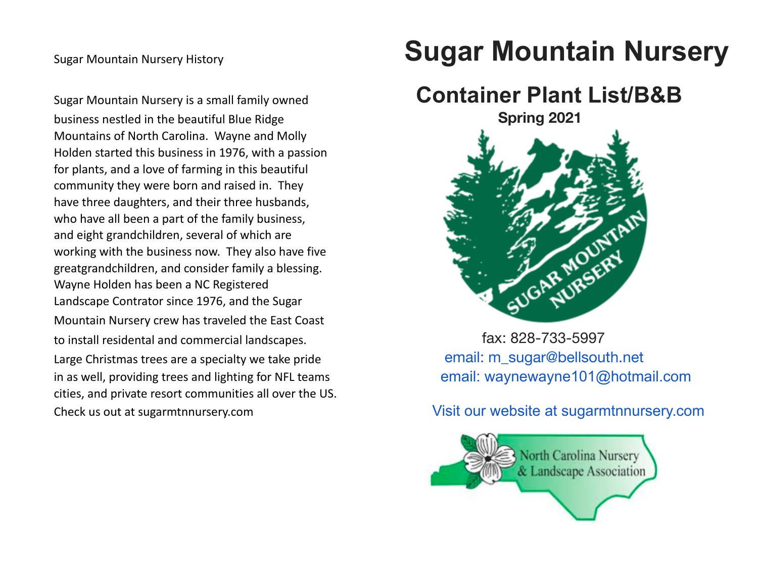Sugar Mountain Nursery History

Sugar Mountain Nursery is a small family owned business nestled in the beautiful Blue Ridge Mountains of North Carolina. Wayne and Molly Holden started this business in 1976, with a passion for plants, and a love of farming in this beautiful community they were born and raised in. They have three daughters, and their three husbands, who have all been a part of the family business, and eight grandchildren, several of which are working with the business now. They also have five greatgrandchildren, and consider family a blessing. Wayne Holden has been a NC Registered Landscape Contrator since 1976, and the Sugar Mountain Nursery crew has traveled the East Coast to install residental and commercial landscapes. Large Christmas trees are a specialty we take pride in as well, providing trees and lighting for NFL teams cities, and private resort communities all over the US. Check us out at sugarmtnnursery.com

# Sugar Mountain Nursery

## Container Plant List/B&B

**Spring 2021**

SUGAR MOUNTAIN NURSERY

fax: 828-733-5997

email: m_sugar@bellsouth.net

email: waynewayne101@hotmail.com

Visit our website at sugarmtnnursery.com

North Carolina Nursery & Landscape Association